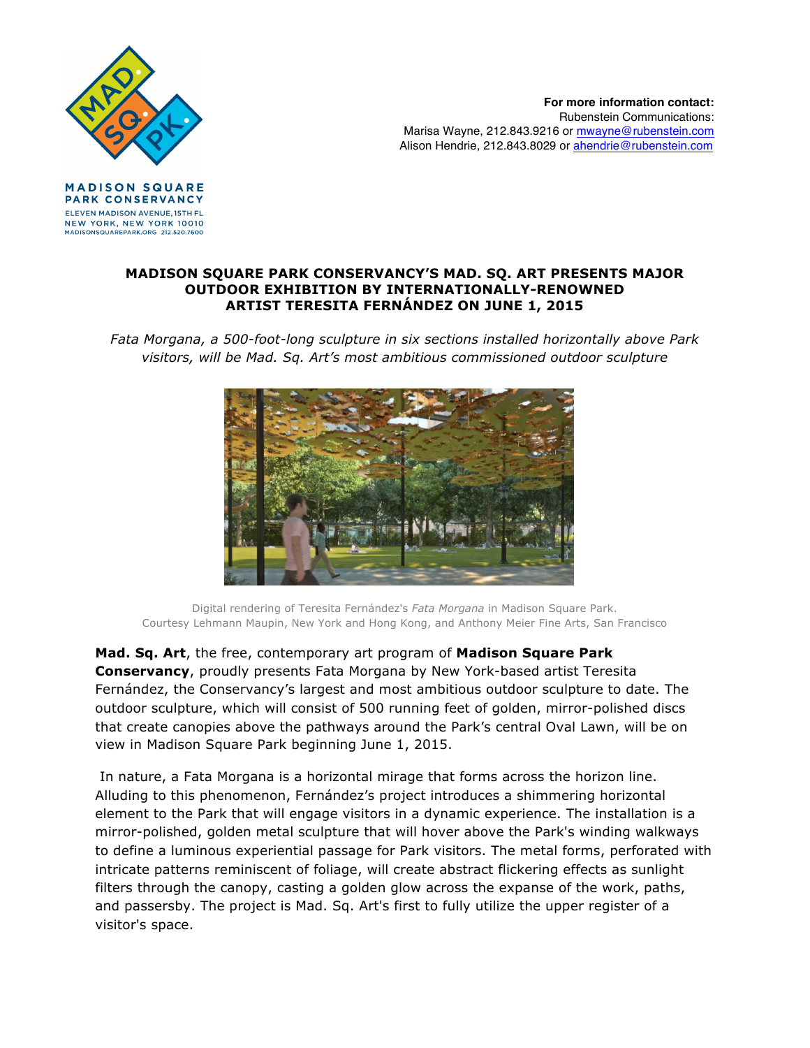MADISON SQUARE PARK CONSERVANCY
ELEVEN MADISON AVENUE, 15TH FL
NEW YORK, NEW YORK 10010
MADISONSQUAREPARK.ORG 212.520.7600

**For more information contact:**
Rubenstein Communications:
Marisa Wayne, 212.843.9216 or mwayne@rubenstein.com
Alison Hendrie, 212.843.8029 or ahendrie@rubenstein.com

# MADISON SQUARE PARK CONSERVANCY'S MAD. SQ. ART PRESENTS MAJOR OUTDOOR EXHIBITION BY INTERNATIONALLY-RENOWNED ARTIST TERESITA FERNÁNDEZ ON JUNE 1, 2015

*Fata Morgana, a 500-foot-long sculpture in six sections installed horizontally above Park visitors, will be Mad. Sq. Art's most ambitious commissioned outdoor sculpture*

Digital rendering of Teresita Fernández's *Fata Morgana* in Madison Square Park.
Courtesy Lehmann Maupin, New York and Hong Kong, and Anthony Meier Fine Arts, San Francisco

**Mad. Sq. Art**, the free, contemporary art program of **Madison Square Park Conservancy**, proudly presents Fata Morgana by New York-based artist Teresita Fernández, the Conservancy's largest and most ambitious outdoor sculpture to date. The outdoor sculpture, which will consist of 500 running feet of golden, mirror-polished discs that create canopies above the pathways around the Park's central Oval Lawn, will be on view in Madison Square Park beginning June 1, 2015.

In nature, a Fata Morgana is a horizontal mirage that forms across the horizon line. Alluding to this phenomenon, Fernández's project introduces a shimmering horizontal element to the Park that will engage visitors in a dynamic experience. The installation is a mirror-polished, golden metal sculpture that will hover above the Park's winding walkways to define a luminous experiential passage for Park visitors. The metal forms, perforated with intricate patterns reminiscent of foliage, will create abstract flickering effects as sunlight filters through the canopy, casting a golden glow across the expanse of the work, paths, and passersby. The project is Mad. Sq. Art's first to fully utilize the upper register of a visitor's space.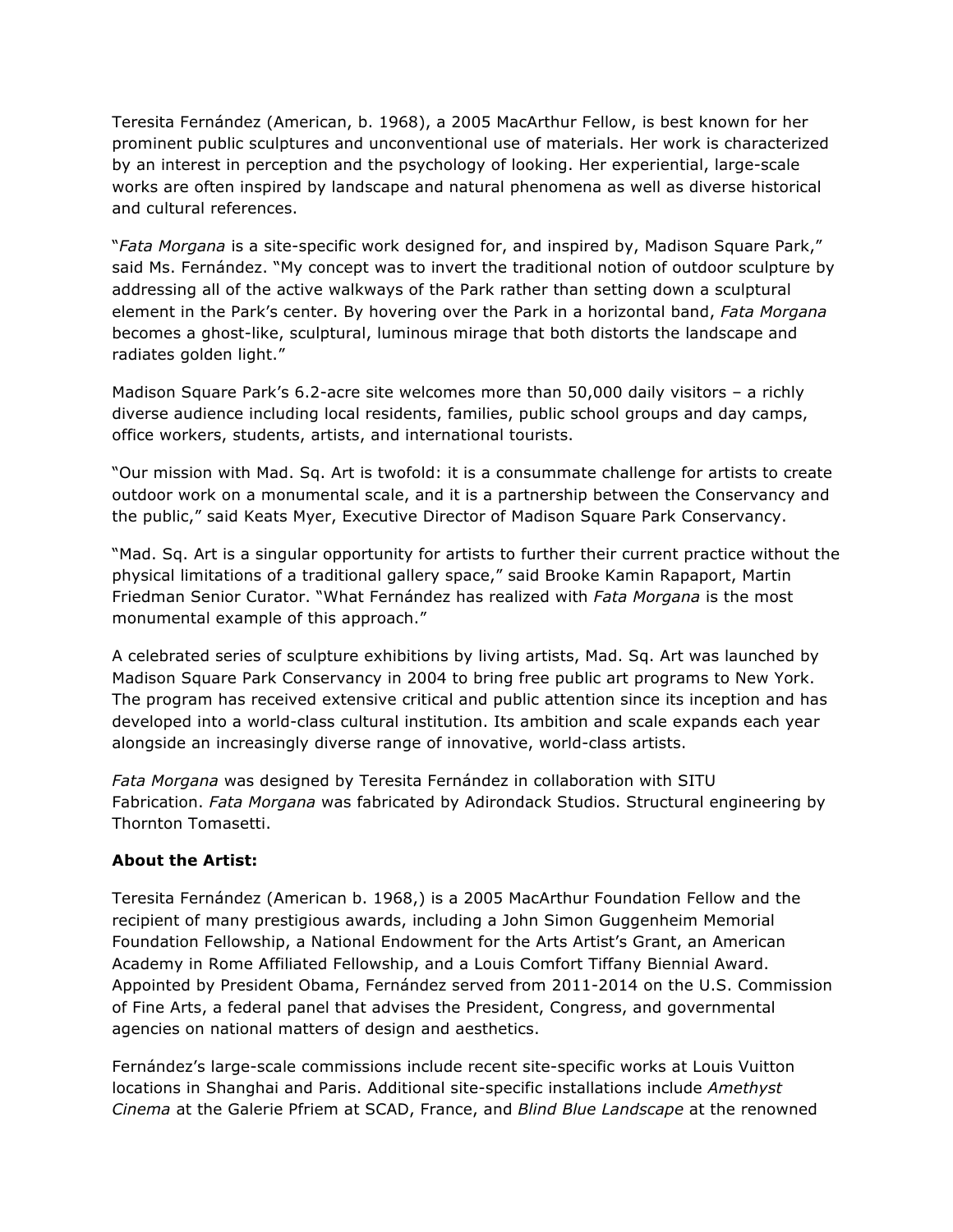Teresita Fernández (American, b. 1968), a 2005 MacArthur Fellow, is best known for her prominent public sculptures and unconventional use of materials. Her work is characterized by an interest in perception and the psychology of looking. Her experiential, large-scale works are often inspired by landscape and natural phenomena as well as diverse historical and cultural references.

"*Fata Morgana* is a site-specific work designed for, and inspired by, Madison Square Park," said Ms. Fernández. "My concept was to invert the traditional notion of outdoor sculpture by addressing all of the active walkways of the Park rather than setting down a sculptural element in the Park's center. By hovering over the Park in a horizontal band, *Fata Morgana* becomes a ghost-like, sculptural, luminous mirage that both distorts the landscape and radiates golden light."

Madison Square Park's 6.2-acre site welcomes more than 50,000 daily visitors – a richly diverse audience including local residents, families, public school groups and day camps, office workers, students, artists, and international tourists.

"Our mission with Mad. Sq. Art is twofold: it is a consummate challenge for artists to create outdoor work on a monumental scale, and it is a partnership between the Conservancy and the public," said Keats Myer, Executive Director of Madison Square Park Conservancy.

"Mad. Sq. Art is a singular opportunity for artists to further their current practice without the physical limitations of a traditional gallery space," said Brooke Kamin Rapaport, Martin Friedman Senior Curator. "What Fernández has realized with *Fata Morgana* is the most monumental example of this approach."

A celebrated series of sculpture exhibitions by living artists, Mad. Sq. Art was launched by Madison Square Park Conservancy in 2004 to bring free public art programs to New York. The program has received extensive critical and public attention since its inception and has developed into a world-class cultural institution. Its ambition and scale expands each year alongside an increasingly diverse range of innovative, world-class artists.

*Fata Morgana* was designed by Teresita Fernández in collaboration with SITU Fabrication. *Fata Morgana* was fabricated by Adirondack Studios. Structural engineering by Thornton Tomasetti.

**About the Artist:**

Teresita Fernández (American b. 1968,) is a 2005 MacArthur Foundation Fellow and the recipient of many prestigious awards, including a John Simon Guggenheim Memorial Foundation Fellowship, a National Endowment for the Arts Artist's Grant, an American Academy in Rome Affiliated Fellowship, and a Louis Comfort Tiffany Biennial Award. Appointed by President Obama, Fernández served from 2011-2014 on the U.S. Commission of Fine Arts, a federal panel that advises the President, Congress, and governmental agencies on national matters of design and aesthetics.

Fernández's large-scale commissions include recent site-specific works at Louis Vuitton locations in Shanghai and Paris. Additional site-specific installations include *Amethyst Cinema* at the Galerie Pfriem at SCAD, France, and *Blind Blue Landscape* at the renowned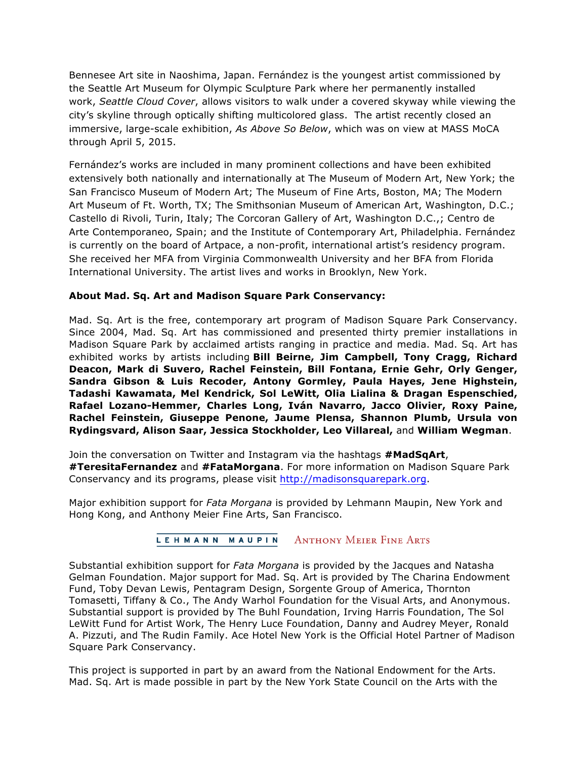Bennesee Art site in Naoshima, Japan. Fernández is the youngest artist commissioned by the Seattle Art Museum for Olympic Sculpture Park where her permanently installed work, *Seattle Cloud Cover*, allows visitors to walk under a covered skyway while viewing the city's skyline through optically shifting multicolored glass. The artist recently closed an immersive, large-scale exhibition, *As Above So Below*, which was on view at MASS MoCA through April 5, 2015.

Fernández's works are included in many prominent collections and have been exhibited extensively both nationally and internationally at The Museum of Modern Art, New York; the San Francisco Museum of Modern Art; The Museum of Fine Arts, Boston, MA; The Modern Art Museum of Ft. Worth, TX; The Smithsonian Museum of American Art, Washington, D.C.; Castello di Rivoli, Turin, Italy; The Corcoran Gallery of Art, Washington D.C.,; Centro de Arte Contemporaneo, Spain; and the Institute of Contemporary Art, Philadelphia. Fernández is currently on the board of Artpace, a non-profit, international artist's residency program. She received her MFA from Virginia Commonwealth University and her BFA from Florida International University. The artist lives and works in Brooklyn, New York.

**About Mad. Sq. Art and Madison Square Park Conservancy:**

Mad. Sq. Art is the free, contemporary art program of Madison Square Park Conservancy. Since 2004, Mad. Sq. Art has commissioned and presented thirty premier installations in Madison Square Park by acclaimed artists ranging in practice and media. Mad. Sq. Art has exhibited works by artists including **Bill Beirne, Jim Campbell, Tony Cragg, Richard Deacon, Mark di Suvero, Rachel Feinstein, Bill Fontana, Ernie Gehr, Orly Genger, Sandra Gibson & Luis Recoder, Antony Gormley, Paula Hayes, Jene Highstein, Tadashi Kawamata, Mel Kendrick, Sol LeWitt, Olia Lialina & Dragan Espenschied, Rafael Lozano-Hemmer, Charles Long, Iván Navarro, Jacco Olivier, Roxy Paine, Rachel Feinstein, Giuseppe Penone, Jaume Plensa, Shannon Plumb, Ursula von Rydingsvard, Alison Saar, Jessica Stockholder, Leo Villareal,** and **William Wegman**.

Join the conversation on Twitter and Instagram via the hashtags **#MadSqArt**, **#TeresitaFernandez** and **#FataMorgana**. For more information on Madison Square Park Conservancy and its programs, please visit http://madisonsquarepark.org.

Major exhibition support for *Fata Morgana* is provided by Lehmann Maupin, New York and Hong Kong, and Anthony Meier Fine Arts, San Francisco.

LEHMANN MAUPIN    ANTHONY MEIER FINE ARTS

Substantial exhibition support for *Fata Morgana* is provided by the Jacques and Natasha Gelman Foundation. Major support for Mad. Sq. Art is provided by The Charina Endowment Fund, Toby Devan Lewis, Pentagram Design, Sorgente Group of America, Thornton Tomasetti, Tiffany & Co., The Andy Warhol Foundation for the Visual Arts, and Anonymous. Substantial support is provided by The Buhl Foundation, Irving Harris Foundation, The Sol LeWitt Fund for Artist Work, The Henry Luce Foundation, Danny and Audrey Meyer, Ronald A. Pizzuti, and The Rudin Family. Ace Hotel New York is the Official Hotel Partner of Madison Square Park Conservancy.

This project is supported in part by an award from the National Endowment for the Arts. Mad. Sq. Art is made possible in part by the New York State Council on the Arts with the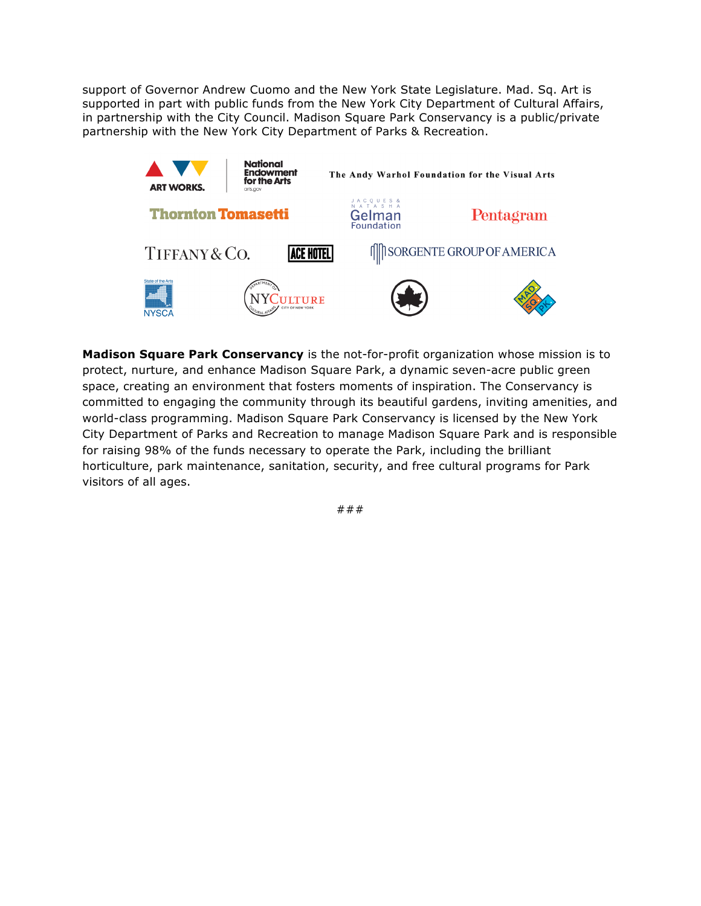support of Governor Andrew Cuomo and the New York State Legislature. Mad. Sq. Art is supported in part with public funds from the New York City Department of Cultural Affairs, in partnership with the City Council. Madison Square Park Conservancy is a public/private partnership with the New York City Department of Parks & Recreation.

**Madison Square Park Conservancy** is the not-for-profit organization whose mission is to protect, nurture, and enhance Madison Square Park, a dynamic seven-acre public green space, creating an environment that fosters moments of inspiration. The Conservancy is committed to engaging the community through its beautiful gardens, inviting amenities, and world-class programming. Madison Square Park Conservancy is licensed by the New York City Department of Parks and Recreation to manage Madison Square Park and is responsible for raising 98% of the funds necessary to operate the Park, including the brilliant horticulture, park maintenance, sanitation, security, and free cultural programs for Park visitors of all ages.

###